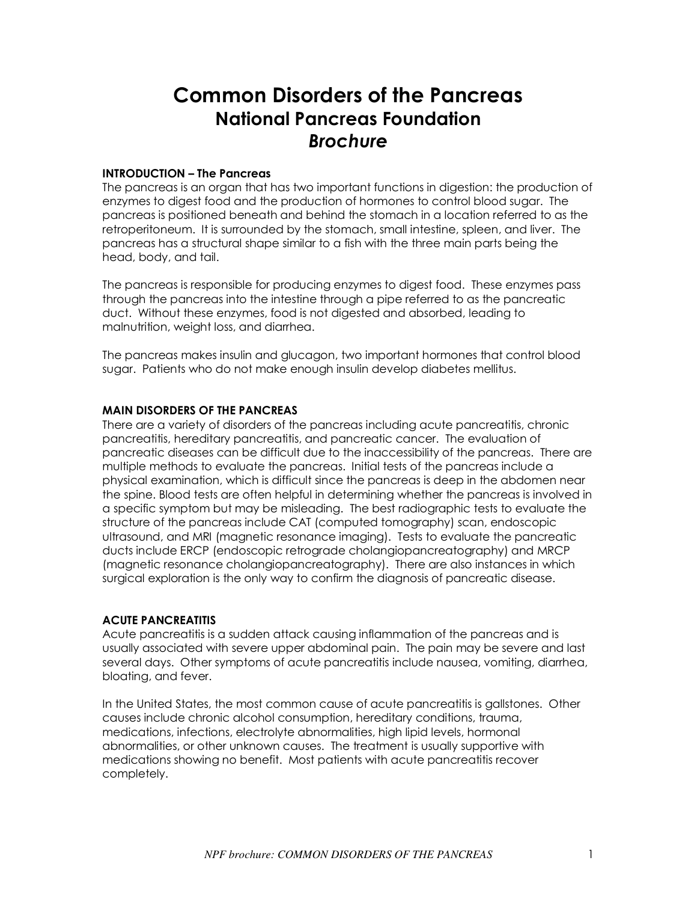# Common Disorders of the Pancreas
## National Pancreas Foundation
## *Brochure*

**INTRODUCTION – The Pancreas**

The pancreas is an organ that has two important functions in digestion: the production of enzymes to digest food and the production of hormones to control blood sugar. The pancreas is positioned beneath and behind the stomach in a location referred to as the retroperitoneum. It is surrounded by the stomach, small intestine, spleen, and liver. The pancreas has a structural shape similar to a fish with the three main parts being the head, body, and tail.

The pancreas is responsible for producing enzymes to digest food. These enzymes pass through the pancreas into the intestine through a pipe referred to as the pancreatic duct. Without these enzymes, food is not digested and absorbed, leading to malnutrition, weight loss, and diarrhea.

The pancreas makes insulin and glucagon, two important hormones that control blood sugar. Patients who do not make enough insulin develop diabetes mellitus.

**MAIN DISORDERS OF THE PANCREAS**

There are a variety of disorders of the pancreas including acute pancreatitis, chronic pancreatitis, hereditary pancreatitis, and pancreatic cancer. The evaluation of pancreatic diseases can be difficult due to the inaccessibility of the pancreas. There are multiple methods to evaluate the pancreas. Initial tests of the pancreas include a physical examination, which is difficult since the pancreas is deep in the abdomen near the spine. Blood tests are often helpful in determining whether the pancreas is involved in a specific symptom but may be misleading. The best radiographic tests to evaluate the structure of the pancreas include CAT (computed tomography) scan, endoscopic ultrasound, and MRI (magnetic resonance imaging). Tests to evaluate the pancreatic ducts include ERCP (endoscopic retrograde cholangiopancreatography) and MRCP (magnetic resonance cholangiopancreatography). There are also instances in which surgical exploration is the only way to confirm the diagnosis of pancreatic disease.

**ACUTE PANCREATITIS**

Acute pancreatitis is a sudden attack causing inflammation of the pancreas and is usually associated with severe upper abdominal pain. The pain may be severe and last several days. Other symptoms of acute pancreatitis include nausea, vomiting, diarrhea, bloating, and fever.

In the United States, the most common cause of acute pancreatitis is gallstones. Other causes include chronic alcohol consumption, hereditary conditions, trauma, medications, infections, electrolyte abnormalities, high lipid levels, hormonal abnormalities, or other unknown causes. The treatment is usually supportive with medications showing no benefit. Most patients with acute pancreatitis recover completely.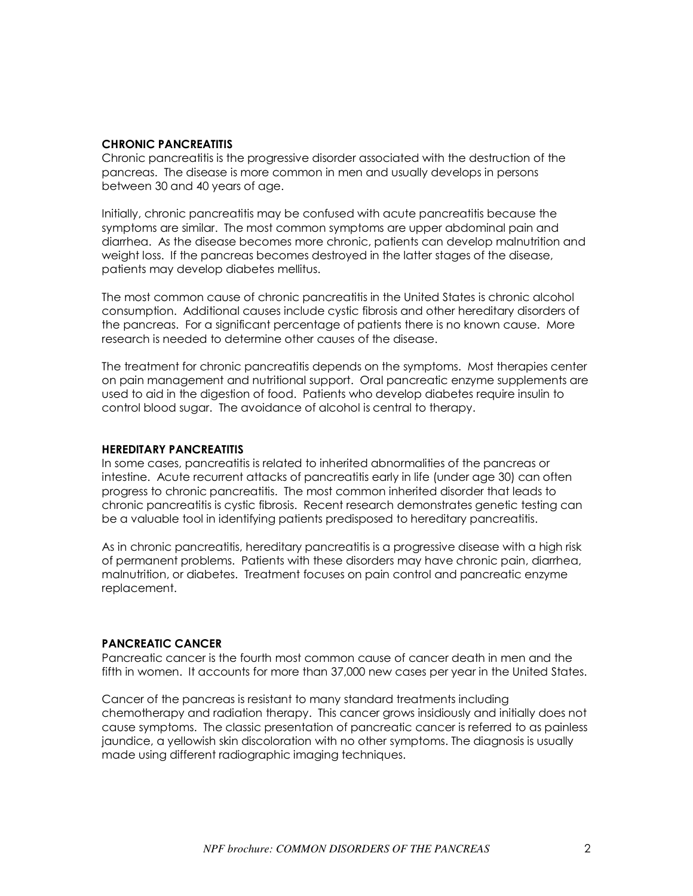## CHRONIC PANCREATITIS

Chronic pancreatitis is the progressive disorder associated with the destruction of the pancreas. The disease is more common in men and usually develops in persons between 30 and 40 years of age.

Initially, chronic pancreatitis may be confused with acute pancreatitis because the symptoms are similar. The most common symptoms are upper abdominal pain and diarrhea. As the disease becomes more chronic, patients can develop malnutrition and weight loss. If the pancreas becomes destroyed in the latter stages of the disease, patients may develop diabetes mellitus.

The most common cause of chronic pancreatitis in the United States is chronic alcohol consumption. Additional causes include cystic fibrosis and other hereditary disorders of the pancreas. For a significant percentage of patients there is no known cause. More research is needed to determine other causes of the disease.

The treatment for chronic pancreatitis depends on the symptoms. Most therapies center on pain management and nutritional support. Oral pancreatic enzyme supplements are used to aid in the digestion of food. Patients who develop diabetes require insulin to control blood sugar. The avoidance of alcohol is central to therapy.

## HEREDITARY PANCREATITIS

In some cases, pancreatitis is related to inherited abnormalities of the pancreas or intestine. Acute recurrent attacks of pancreatitis early in life (under age 30) can often progress to chronic pancreatitis. The most common inherited disorder that leads to chronic pancreatitis is cystic fibrosis. Recent research demonstrates genetic testing can be a valuable tool in identifying patients predisposed to hereditary pancreatitis.

As in chronic pancreatitis, hereditary pancreatitis is a progressive disease with a high risk of permanent problems. Patients with these disorders may have chronic pain, diarrhea, malnutrition, or diabetes. Treatment focuses on pain control and pancreatic enzyme replacement.

## PANCREATIC CANCER

Pancreatic cancer is the fourth most common cause of cancer death in men and the fifth in women. It accounts for more than 37,000 new cases per year in the United States.

Cancer of the pancreas is resistant to many standard treatments including chemotherapy and radiation therapy. This cancer grows insidiously and initially does not cause symptoms. The classic presentation of pancreatic cancer is referred to as painless jaundice, a yellowish skin discoloration with no other symptoms. The diagnosis is usually made using different radiographic imaging techniques.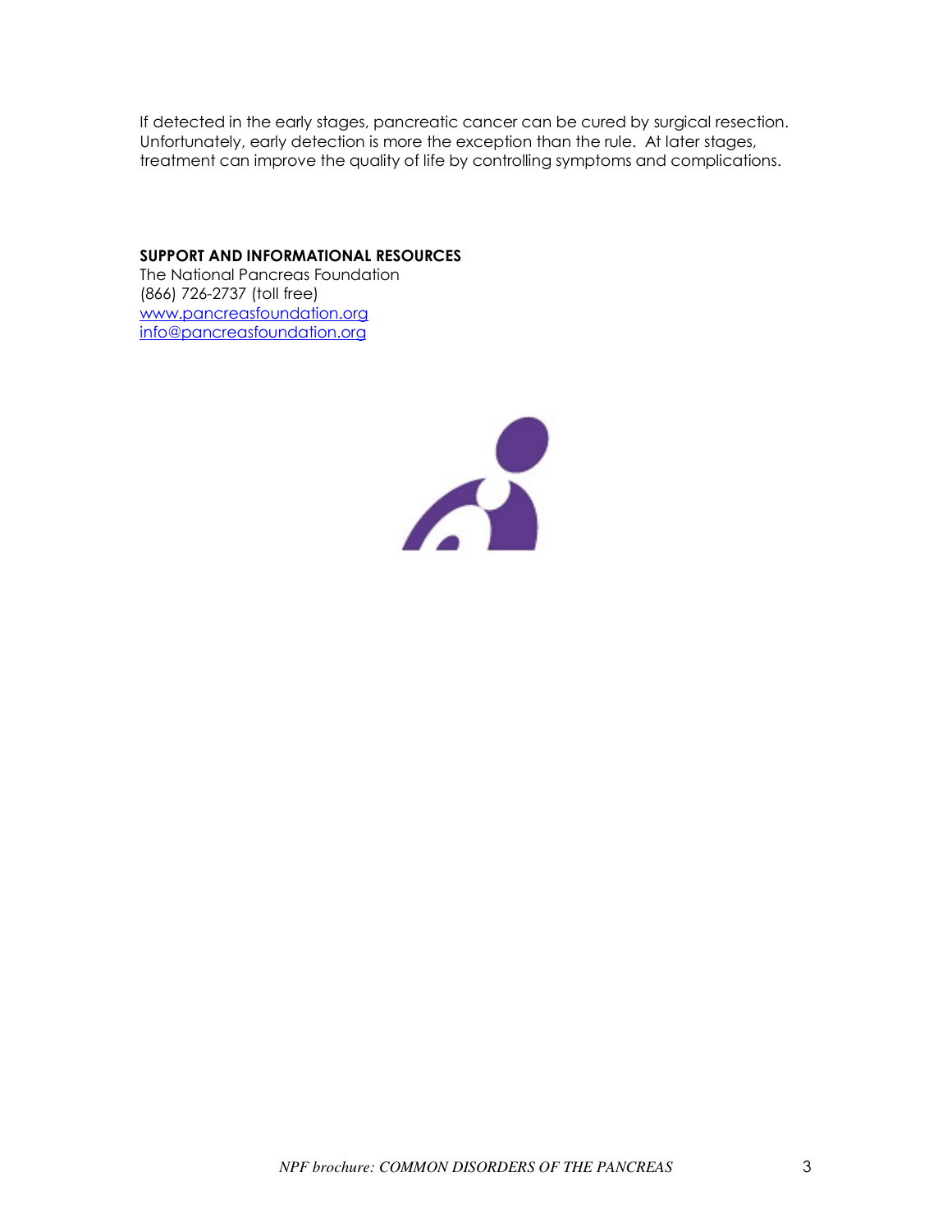If detected in the early stages, pancreatic cancer can be cured by surgical resection. Unfortunately, early detection is more the exception than the rule. At later stages, treatment can improve the quality of life by controlling symptoms and complications.

**SUPPORT AND INFORMATIONAL RESOURCES**
The National Pancreas Foundation
(866) 726-2737 (toll free)
www.pancreasfoundation.org
info@pancreasfoundation.org